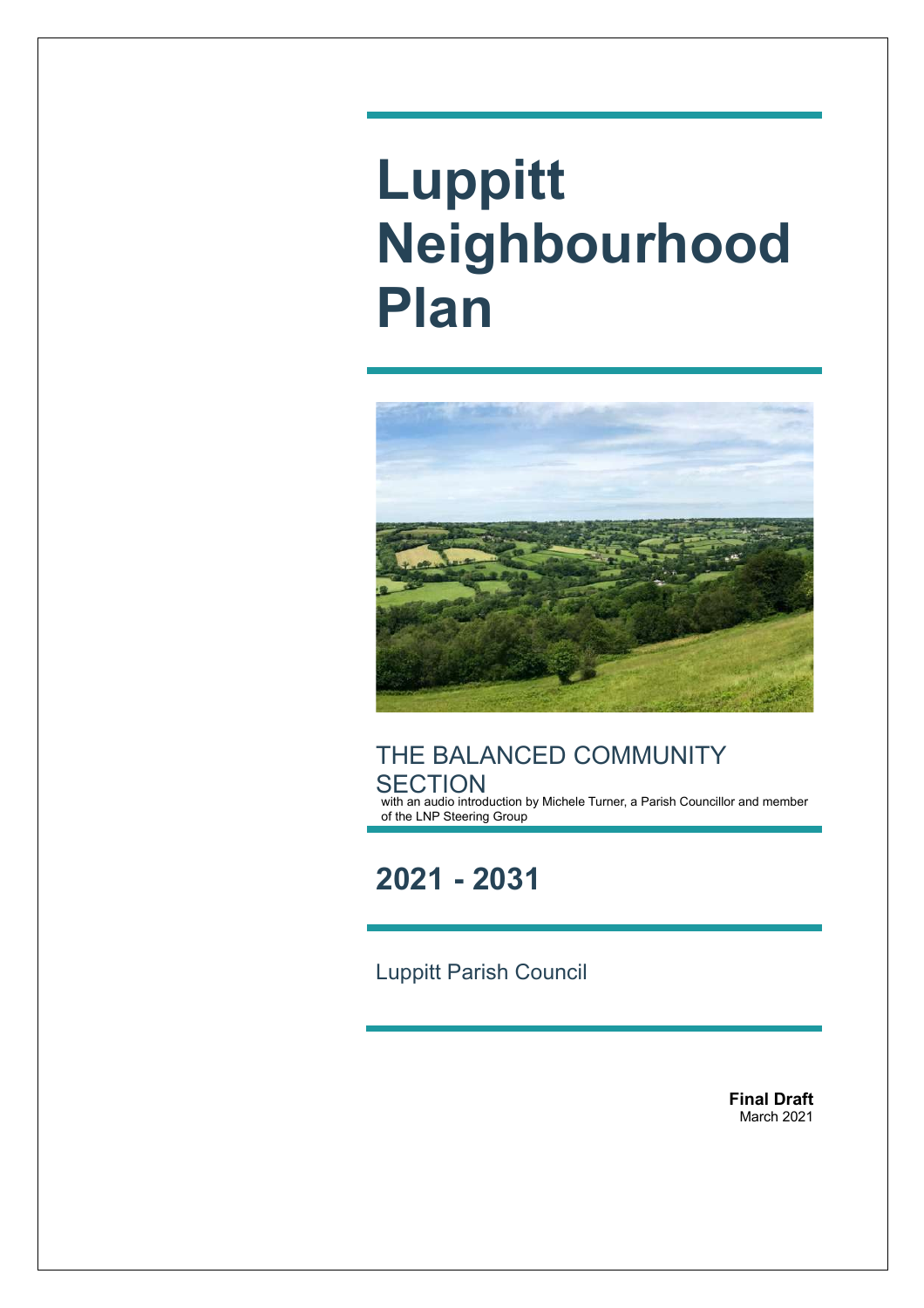# Luppitt Neighbourhood Plan

## THE BALANCED COMMUNITY SECTION

with an audio introduction by Michele Turner, a Parish Councillor and member of the LNP Steering Group

## 2021 - 2031

Luppitt Parish Council

**Final Draft**
March 2021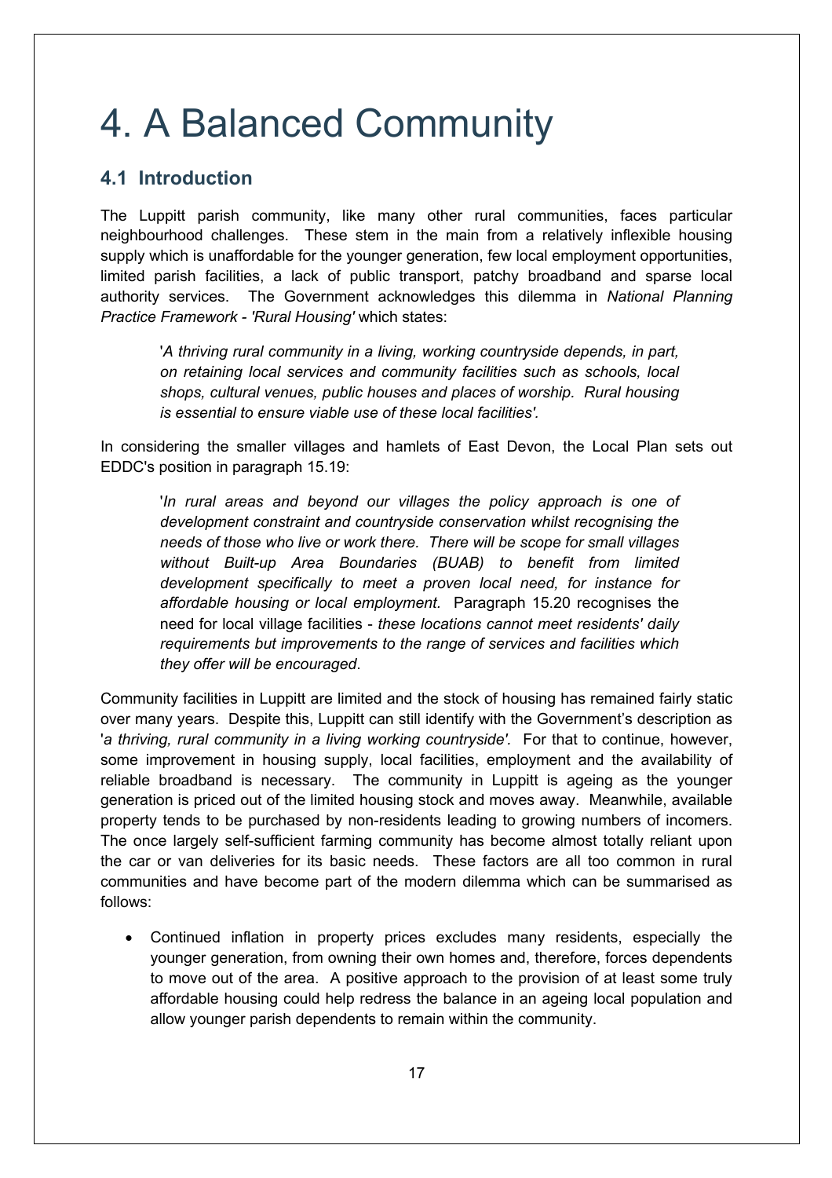# 4. A Balanced Community

## 4.1 Introduction

The Luppitt parish community, like many other rural communities, faces particular neighbourhood challenges. These stem in the main from a relatively inflexible housing supply which is unaffordable for the younger generation, few local employment opportunities, limited parish facilities, a lack of public transport, patchy broadband and sparse local authority services. The Government acknowledges this dilemma in *National Planning Practice Framework* - *'Rural Housing'* which states:

> '*A thriving rural community in a living, working countryside depends, in part, on retaining local services and community facilities such as schools, local shops, cultural venues, public houses and places of worship. Rural housing is essential to ensure viable use of these local facilities'.*

In considering the smaller villages and hamlets of East Devon, the Local Plan sets out EDDC's position in paragraph 15.19:

> '*In rural areas and beyond our villages the policy approach is one of development constraint and countryside conservation whilst recognising the needs of those who live or work there. There will be scope for small villages without Built-up Area Boundaries (BUAB) to benefit from limited development specifically to meet a proven local need, for instance for affordable housing or local employment.* Paragraph 15.20 recognises the need for local village facilities - *these locations cannot meet residents' daily requirements but improvements to the range of services and facilities which they offer will be encouraged*.

Community facilities in Luppitt are limited and the stock of housing has remained fairly static over many years. Despite this, Luppitt can still identify with the Government's description as '*a thriving, rural community in a living working countryside'.* For that to continue, however, some improvement in housing supply, local facilities, employment and the availability of reliable broadband is necessary. The community in Luppitt is ageing as the younger generation is priced out of the limited housing stock and moves away. Meanwhile, available property tends to be purchased by non-residents leading to growing numbers of incomers. The once largely self-sufficient farming community has become almost totally reliant upon the car or van deliveries for its basic needs. These factors are all too common in rural communities and have become part of the modern dilemma which can be summarised as follows:

- Continued inflation in property prices excludes many residents, especially the younger generation, from owning their own homes and, therefore, forces dependents to move out of the area. A positive approach to the provision of at least some truly affordable housing could help redress the balance in an ageing local population and allow younger parish dependents to remain within the community.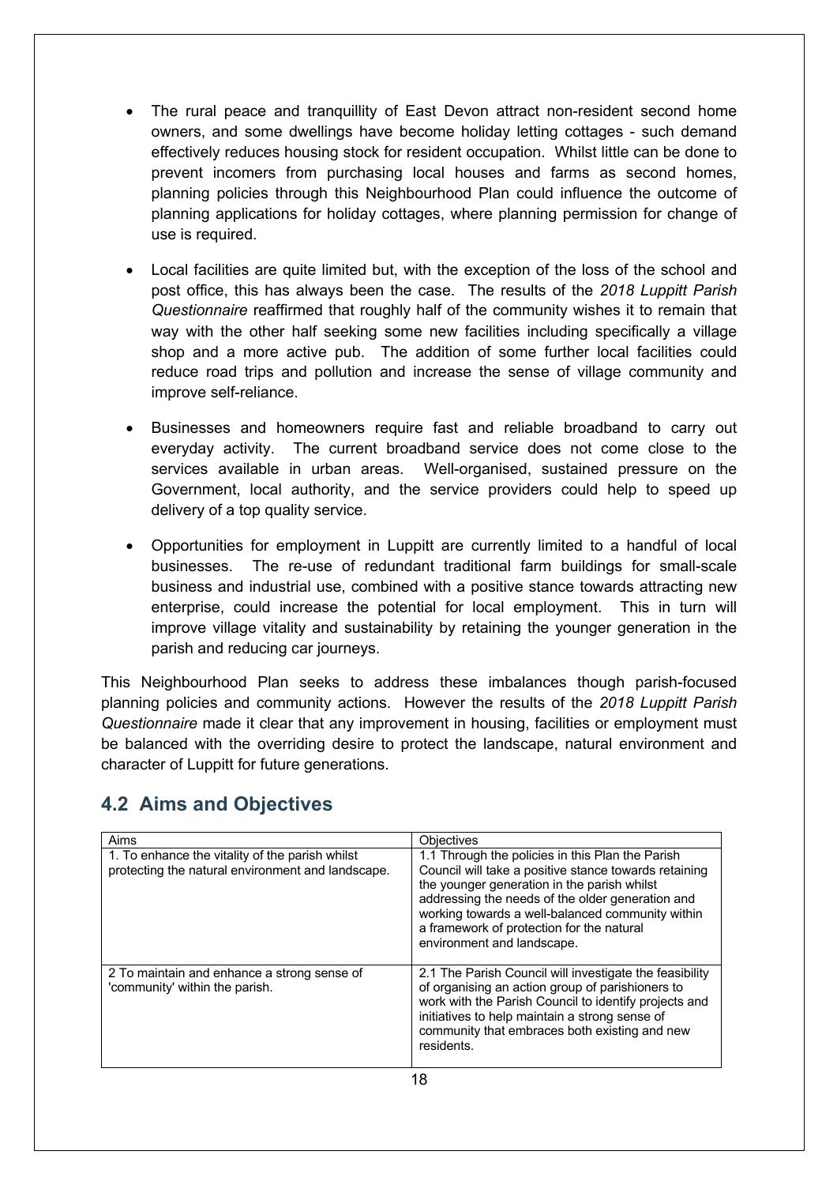- The rural peace and tranquillity of East Devon attract non-resident second home owners, and some dwellings have become holiday letting cottages - such demand effectively reduces housing stock for resident occupation. Whilst little can be done to prevent incomers from purchasing local houses and farms as second homes, planning policies through this Neighbourhood Plan could influence the outcome of planning applications for holiday cottages, where planning permission for change of use is required.

- Local facilities are quite limited but, with the exception of the loss of the school and post office, this has always been the case. The results of the *2018 Luppitt Parish Questionnaire* reaffirmed that roughly half of the community wishes it to remain that way with the other half seeking some new facilities including specifically a village shop and a more active pub. The addition of some further local facilities could reduce road trips and pollution and increase the sense of village community and improve self-reliance.

- Businesses and homeowners require fast and reliable broadband to carry out everyday activity. The current broadband service does not come close to the services available in urban areas. Well-organised, sustained pressure on the Government, local authority, and the service providers could help to speed up delivery of a top quality service.

- Opportunities for employment in Luppitt are currently limited to a handful of local businesses. The re-use of redundant traditional farm buildings for small-scale business and industrial use, combined with a positive stance towards attracting new enterprise, could increase the potential for local employment. This in turn will improve village vitality and sustainability by retaining the younger generation in the parish and reducing car journeys.

This Neighbourhood Plan seeks to address these imbalances though parish-focused planning policies and community actions. However the results of the *2018 Luppitt Parish Questionnaire* made it clear that any improvement in housing, facilities or employment must be balanced with the overriding desire to protect the landscape, natural environment and character of Luppitt for future generations.

## 4.2 Aims and Objectives

| Aims | Objectives |
|---|---|
| 1. To enhance the vitality of the parish whilst protecting the natural environment and landscape. | 1.1 Through the policies in this Plan the Parish Council will take a positive stance towards retaining the younger generation in the parish whilst addressing the needs of the older generation and working towards a well-balanced community within a framework of protection for the natural environment and landscape. |
| 2 To maintain and enhance a strong sense of 'community' within the parish. | 2.1 The Parish Council will investigate the feasibility of organising an action group of parishioners to work with the Parish Council to identify projects and initiatives to help maintain a strong sense of community that embraces both existing and new residents. |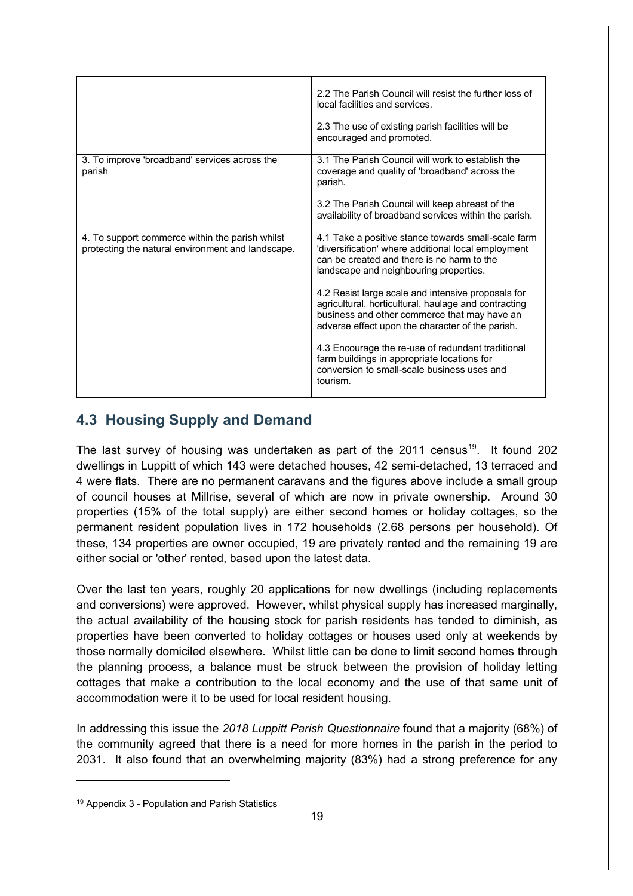| | |
|---|---|
| | 2.2 The Parish Council will resist the further loss of local facilities and services.<br><br>2.3 The use of existing parish facilities will be encouraged and promoted. |
| 3. To improve 'broadband' services across the parish | 3.1 The Parish Council will work to establish the coverage and quality of 'broadband' across the parish.<br><br>3.2 The Parish Council will keep abreast of the availability of broadband services within the parish. |
| 4. To support commerce within the parish whilst protecting the natural environment and landscape. | 4.1 Take a positive stance towards small-scale farm 'diversification' where additional local employment can be created and there is no harm to the landscape and neighbouring properties.<br><br>4.2 Resist large scale and intensive proposals for agricultural, horticultural, haulage and contracting business and other commerce that may have an adverse effect upon the character of the parish.<br><br>4.3 Encourage the re-use of redundant traditional farm buildings in appropriate locations for conversion to small-scale business uses and tourism. |

## 4.3 Housing Supply and Demand

The last survey of housing was undertaken as part of the 2011 census[19]. It found 202 dwellings in Luppitt of which 143 were detached houses, 42 semi-detached, 13 terraced and 4 were flats. There are no permanent caravans and the figures above include a small group of council houses at Millrise, several of which are now in private ownership. Around 30 properties (15% of the total supply) are either second homes or holiday cottages, so the permanent resident population lives in 172 households (2.68 persons per household). Of these, 134 properties are owner occupied, 19 are privately rented and the remaining 19 are either social or 'other' rented, based upon the latest data.

Over the last ten years, roughly 20 applications for new dwellings (including replacements and conversions) were approved. However, whilst physical supply has increased marginally, the actual availability of the housing stock for parish residents has tended to diminish, as properties have been converted to holiday cottages or houses used only at weekends by those normally domiciled elsewhere. Whilst little can be done to limit second homes through the planning process, a balance must be struck between the provision of holiday letting cottages that make a contribution to the local economy and the use of that same unit of accommodation were it to be used for local resident housing.

In addressing this issue the *2018 Luppitt Parish Questionnaire* found that a majority (68%) of the community agreed that there is a need for more homes in the parish in the period to 2031. It also found that an overwhelming majority (83%) had a strong preference for any

[19] Appendix 3 - Population and Parish Statistics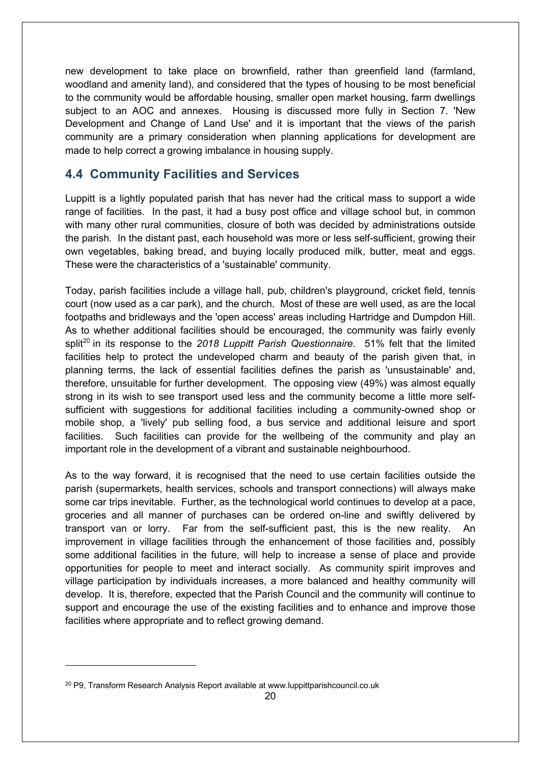new development to take place on brownfield, rather than greenfield land (farmland, woodland and amenity land), and considered that the types of housing to be most beneficial to the community would be affordable housing, smaller open market housing, farm dwellings subject to an AOC and annexes. Housing is discussed more fully in Section 7. 'New Development and Change of Land Use' and it is important that the views of the parish community are a primary consideration when planning applications for development are made to help correct a growing imbalance in housing supply.

## 4.4 Community Facilities and Services

Luppitt is a lightly populated parish that has never had the critical mass to support a wide range of facilities. In the past, it had a busy post office and village school but, in common with many other rural communities, closure of both was decided by administrations outside the parish. In the distant past, each household was more or less self-sufficient, growing their own vegetables, baking bread, and buying locally produced milk, butter, meat and eggs. These were the characteristics of a 'sustainable' community.

Today, parish facilities include a village hall, pub, children's playground, cricket field, tennis court (now used as a car park), and the church. Most of these are well used, as are the local footpaths and bridleways and the 'open access' areas including Hartridge and Dumpdon Hill. As to whether additional facilities should be encouraged, the community was fairly evenly split[20] in its response to the *2018 Luppitt Parish Questionnaire*. 51% felt that the limited facilities help to protect the undeveloped charm and beauty of the parish given that, in planning terms, the lack of essential facilities defines the parish as 'unsustainable' and, therefore, unsuitable for further development. The opposing view (49%) was almost equally strong in its wish to see transport used less and the community become a little more self-sufficient with suggestions for additional facilities including a community-owned shop or mobile shop, a 'lively' pub selling food, a bus service and additional leisure and sport facilities. Such facilities can provide for the wellbeing of the community and play an important role in the development of a vibrant and sustainable neighbourhood.

As to the way forward, it is recognised that the need to use certain facilities outside the parish (supermarkets, health services, schools and transport connections) will always make some car trips inevitable. Further, as the technological world continues to develop at a pace, groceries and all manner of purchases can be ordered on-line and swiftly delivered by transport van or lorry. Far from the self-sufficient past, this is the new reality. An improvement in village facilities through the enhancement of those facilities and, possibly some additional facilities in the future, will help to increase a sense of place and provide opportunities for people to meet and interact socially. As community spirit improves and village participation by individuals increases, a more balanced and healthy community will develop. It is, therefore, expected that the Parish Council and the community will continue to support and encourage the use of the existing facilities and to enhance and improve those facilities where appropriate and to reflect growing demand.

---

[20] P9, Transform Research Analysis Report available at www.luppittparishcouncil.co.uk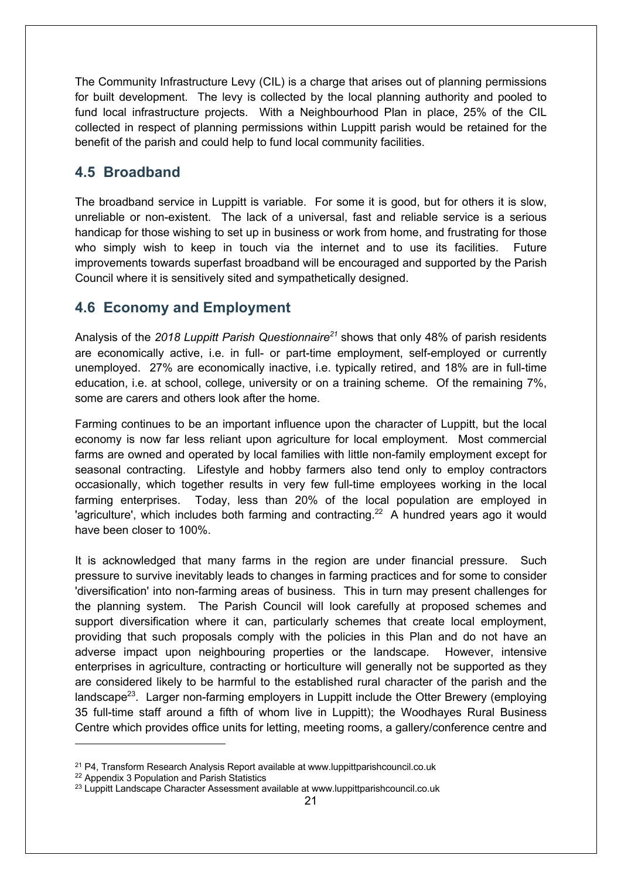The Community Infrastructure Levy (CIL) is a charge that arises out of planning permissions for built development. The levy is collected by the local planning authority and pooled to fund local infrastructure projects. With a Neighbourhood Plan in place, 25% of the CIL collected in respect of planning permissions within Luppitt parish would be retained for the benefit of the parish and could help to fund local community facilities.

## 4.5 Broadband

The broadband service in Luppitt is variable. For some it is good, but for others it is slow, unreliable or non-existent. The lack of a universal, fast and reliable service is a serious handicap for those wishing to set up in business or work from home, and frustrating for those who simply wish to keep in touch via the internet and to use its facilities. Future improvements towards superfast broadband will be encouraged and supported by the Parish Council where it is sensitively sited and sympathetically designed.

## 4.6 Economy and Employment

Analysis of the *2018 Luppitt Parish Questionnaire*[21] shows that only 48% of parish residents are economically active, i.e. in full- or part-time employment, self-employed or currently unemployed. 27% are economically inactive, i.e. typically retired, and 18% are in full-time education, i.e. at school, college, university or on a training scheme. Of the remaining 7%, some are carers and others look after the home.

Farming continues to be an important influence upon the character of Luppitt, but the local economy is now far less reliant upon agriculture for local employment. Most commercial farms are owned and operated by local families with little non-family employment except for seasonal contracting. Lifestyle and hobby farmers also tend only to employ contractors occasionally, which together results in very few full-time employees working in the local farming enterprises. Today, less than 20% of the local population are employed in 'agriculture', which includes both farming and contracting.[22] A hundred years ago it would have been closer to 100%.

It is acknowledged that many farms in the region are under financial pressure. Such pressure to survive inevitably leads to changes in farming practices and for some to consider 'diversification' into non-farming areas of business. This in turn may present challenges for the planning system. The Parish Council will look carefully at proposed schemes and support diversification where it can, particularly schemes that create local employment, providing that such proposals comply with the policies in this Plan and do not have an adverse impact upon neighbouring properties or the landscape. However, intensive enterprises in agriculture, contracting or horticulture will generally not be supported as they are considered likely to be harmful to the established rural character of the parish and the landscape[23]. Larger non-farming employers in Luppitt include the Otter Brewery (employing 35 full-time staff around a fifth of whom live in Luppitt); the Woodhayes Rural Business Centre which provides office units for letting, meeting rooms, a gallery/conference centre and

[21] P4, Transform Research Analysis Report available at www.luppittparishcouncil.co.uk
[22] Appendix 3 Population and Parish Statistics
[23] Luppitt Landscape Character Assessment available at www.luppittparishcouncil.co.uk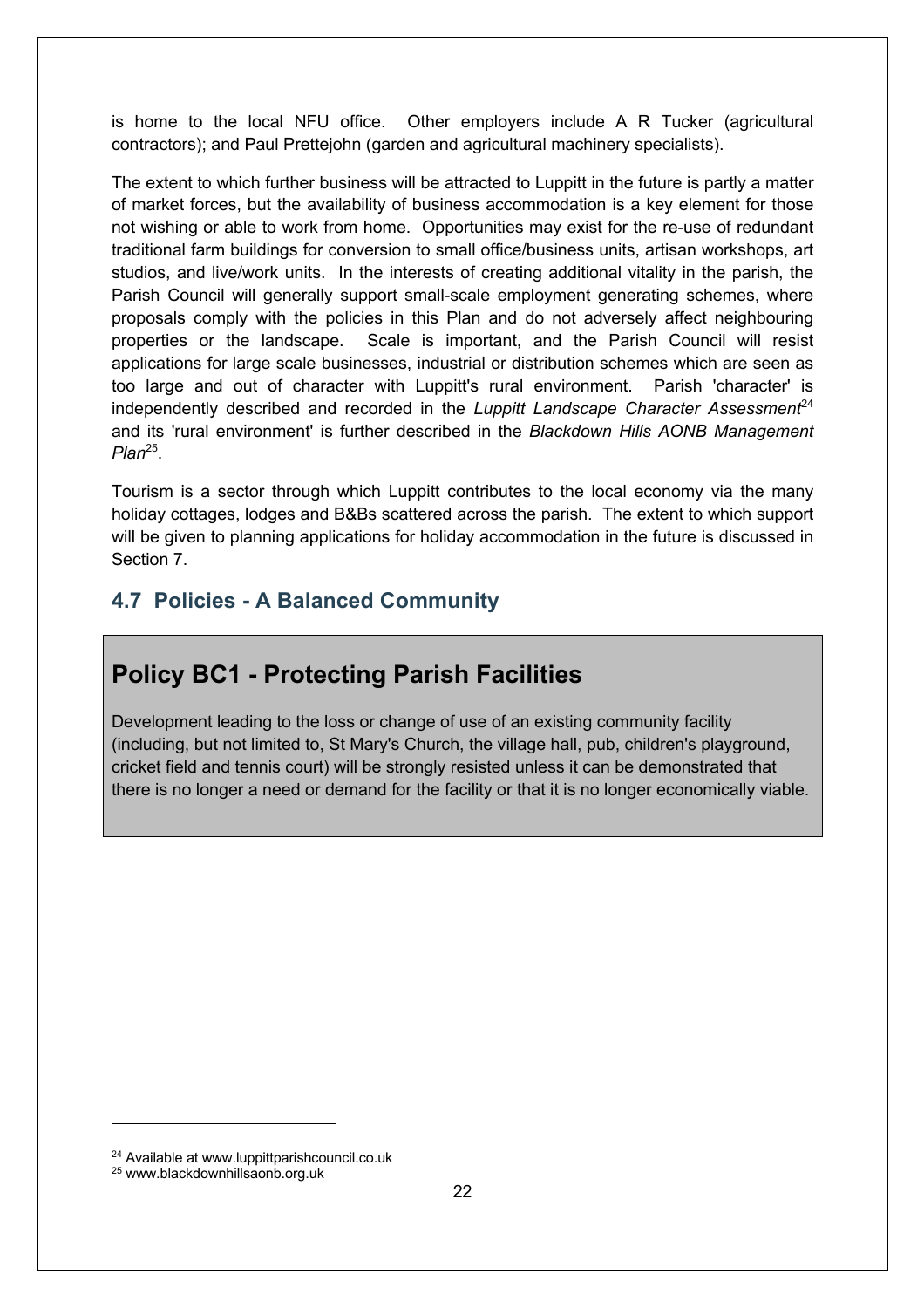is home to the local NFU office. Other employers include A R Tucker (agricultural contractors); and Paul Prettejohn (garden and agricultural machinery specialists).

The extent to which further business will be attracted to Luppitt in the future is partly a matter of market forces, but the availability of business accommodation is a key element for those not wishing or able to work from home. Opportunities may exist for the re-use of redundant traditional farm buildings for conversion to small office/business units, artisan workshops, art studios, and live/work units. In the interests of creating additional vitality in the parish, the Parish Council will generally support small-scale employment generating schemes, where proposals comply with the policies in this Plan and do not adversely affect neighbouring properties or the landscape. Scale is important, and the Parish Council will resist applications for large scale businesses, industrial or distribution schemes which are seen as too large and out of character with Luppitt's rural environment. Parish 'character' is independently described and recorded in the *Luppitt Landscape Character Assessment*[24] and its 'rural environment' is further described in the *Blackdown Hills AONB Management Plan*[25].

Tourism is a sector through which Luppitt contributes to the local economy via the many holiday cottages, lodges and B&Bs scattered across the parish. The extent to which support will be given to planning applications for holiday accommodation in the future is discussed in Section 7.

## 4.7 Policies - A Balanced Community

### Policy BC1 - Protecting Parish Facilities

Development leading to the loss or change of use of an existing community facility (including, but not limited to, St Mary's Church, the village hall, pub, children's playground, cricket field and tennis court) will be strongly resisted unless it can be demonstrated that there is no longer a need or demand for the facility or that it is no longer economically viable.

[24] Available at www.luppittparishcouncil.co.uk

[25] www.blackdownhillsaonb.org.uk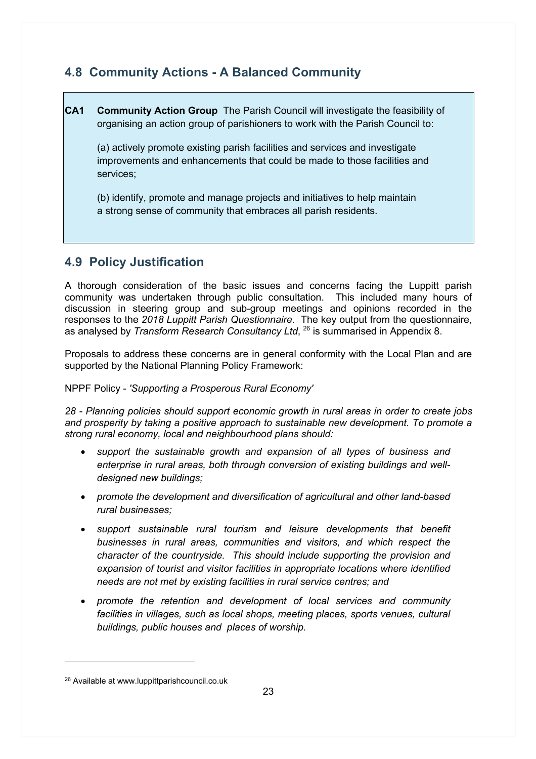## 4.8 Community Actions - A Balanced Community

**CA1 Community Action Group** The Parish Council will investigate the feasibility of organising an action group of parishioners to work with the Parish Council to:

(a) actively promote existing parish facilities and services and investigate improvements and enhancements that could be made to those facilities and services;

(b) identify, promote and manage projects and initiatives to help maintain a strong sense of community that embraces all parish residents.

## 4.9 Policy Justification

A thorough consideration of the basic issues and concerns facing the Luppitt parish community was undertaken through public consultation. This included many hours of discussion in steering group and sub-group meetings and opinions recorded in the responses to the *2018 Luppitt Parish Questionnaire*. The key output from the questionnaire, as analysed by *Transform Research Consultancy Ltd*, [26] is summarised in Appendix 8.

Proposals to address these concerns are in general conformity with the Local Plan and are supported by the National Planning Policy Framework:

NPPF Policy - *'Supporting a Prosperous Rural Economy'*

*28 - Planning policies should support economic growth in rural areas in order to create jobs and prosperity by taking a positive approach to sustainable new development. To promote a strong rural economy, local and neighbourhood plans should:*

- *support the sustainable growth and expansion of all types of business and enterprise in rural areas, both through conversion of existing buildings and well-designed new buildings;*
- *promote the development and diversification of agricultural and other land-based rural businesses;*
- *support sustainable rural tourism and leisure developments that benefit businesses in rural areas, communities and visitors, and which respect the character of the countryside. This should include supporting the provision and expansion of tourist and visitor facilities in appropriate locations where identified needs are not met by existing facilities in rural service centres; and*
- *promote the retention and development of local services and community facilities in villages, such as local shops, meeting places, sports venues, cultural buildings, public houses and places of worship.*

[26] Available at www.luppittparishcouncil.co.uk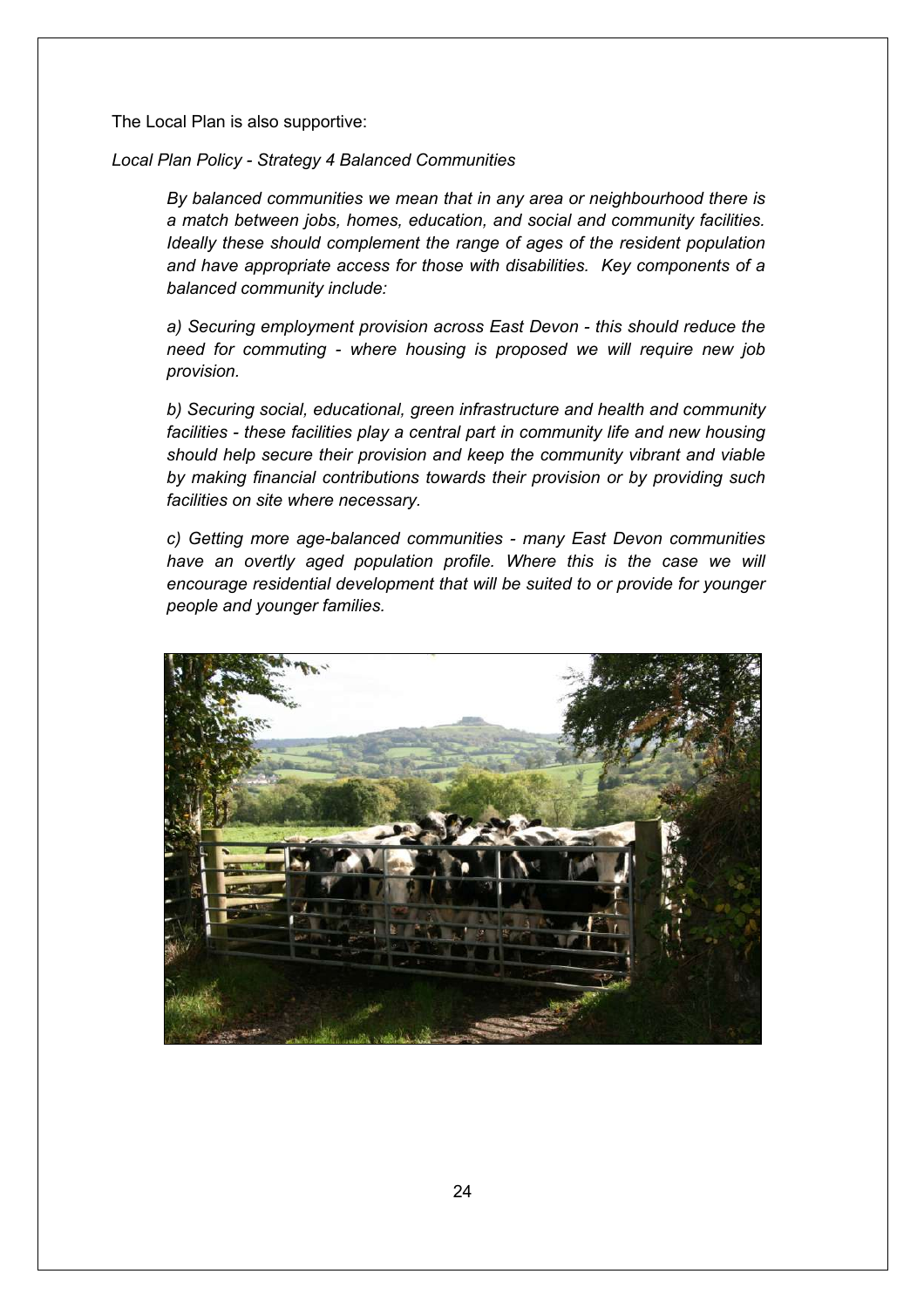The Local Plan is also supportive:

*Local Plan Policy - Strategy 4 Balanced Communities*

> *By balanced communities we mean that in any area or neighbourhood there is a match between jobs, homes, education, and social and community facilities. Ideally these should complement the range of ages of the resident population and have appropriate access for those with disabilities. Key components of a balanced community include:*
>
> *a) Securing employment provision across East Devon - this should reduce the need for commuting - where housing is proposed we will require new job provision.*
>
> *b) Securing social, educational, green infrastructure and health and community facilities - these facilities play a central part in community life and new housing should help secure their provision and keep the community vibrant and viable by making financial contributions towards their provision or by providing such facilities on site where necessary.*
>
> *c) Getting more age-balanced communities - many East Devon communities have an overtly aged population profile. Where this is the case we will encourage residential development that will be suited to or provide for younger people and younger families.*